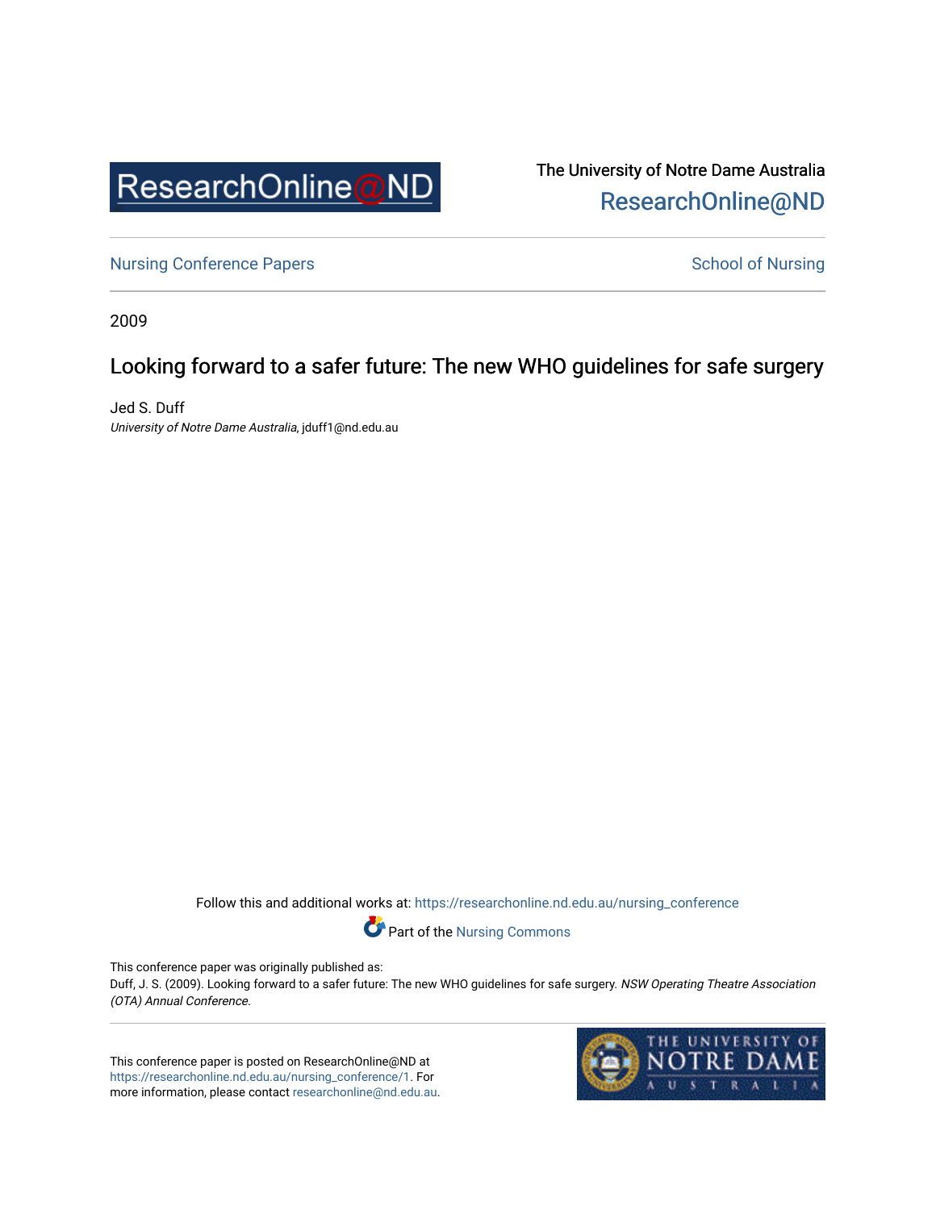The University of Notre Dame Australia
ResearchOnline@ND

Nursing Conference Papers

School of Nursing

2009

# Looking forward to a safer future: The new WHO guidelines for safe surgery

Jed S. Duff
*University of Notre Dame Australia*, jduff1@nd.edu.au

Follow this and additional works at: https://researchonline.nd.edu.au/nursing_conference

Part of the Nursing Commons

This conference paper was originally published as:
Duff, J. S. (2009). Looking forward to a safer future: The new WHO guidelines for safe surgery. *NSW Operating Theatre Association (OTA) Annual Conference.*

This conference paper is posted on ResearchOnline@ND at https://researchonline.nd.edu.au/nursing_conference/1. For more information, please contact researchonline@nd.edu.au.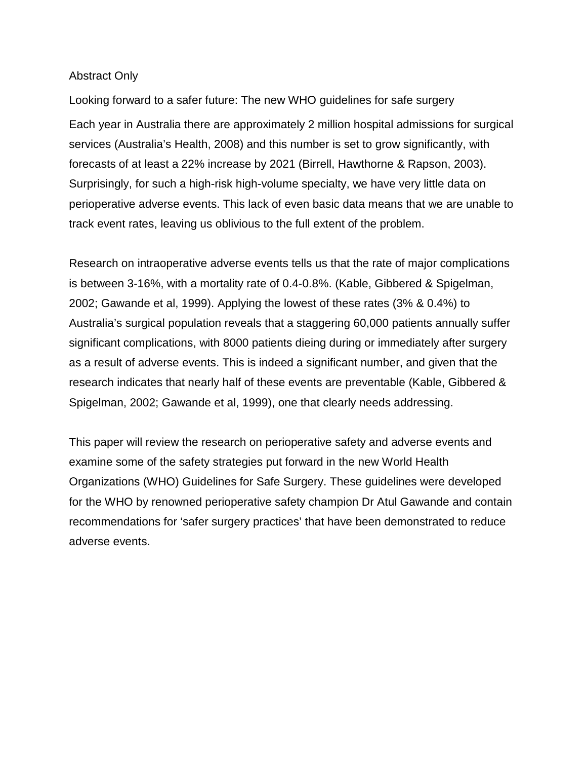Abstract Only

Looking forward to a safer future: The new WHO guidelines for safe surgery

Each year in Australia there are approximately 2 million hospital admissions for surgical services (Australia's Health, 2008) and this number is set to grow significantly, with forecasts of at least a 22% increase by 2021 (Birrell, Hawthorne & Rapson, 2003). Surprisingly, for such a high-risk high-volume specialty, we have very little data on perioperative adverse events. This lack of even basic data means that we are unable to track event rates, leaving us oblivious to the full extent of the problem.

Research on intraoperative adverse events tells us that the rate of major complications is between 3-16%, with a mortality rate of 0.4-0.8%. (Kable, Gibbered & Spigelman, 2002; Gawande et al, 1999). Applying the lowest of these rates (3% & 0.4%) to Australia's surgical population reveals that a staggering 60,000 patients annually suffer significant complications, with 8000 patients dieing during or immediately after surgery as a result of adverse events. This is indeed a significant number, and given that the research indicates that nearly half of these events are preventable (Kable, Gibbered & Spigelman, 2002; Gawande et al, 1999), one that clearly needs addressing.

This paper will review the research on perioperative safety and adverse events and examine some of the safety strategies put forward in the new World Health Organizations (WHO) Guidelines for Safe Surgery. These guidelines were developed for the WHO by renowned perioperative safety champion Dr Atul Gawande and contain recommendations for 'safer surgery practices' that have been demonstrated to reduce adverse events.